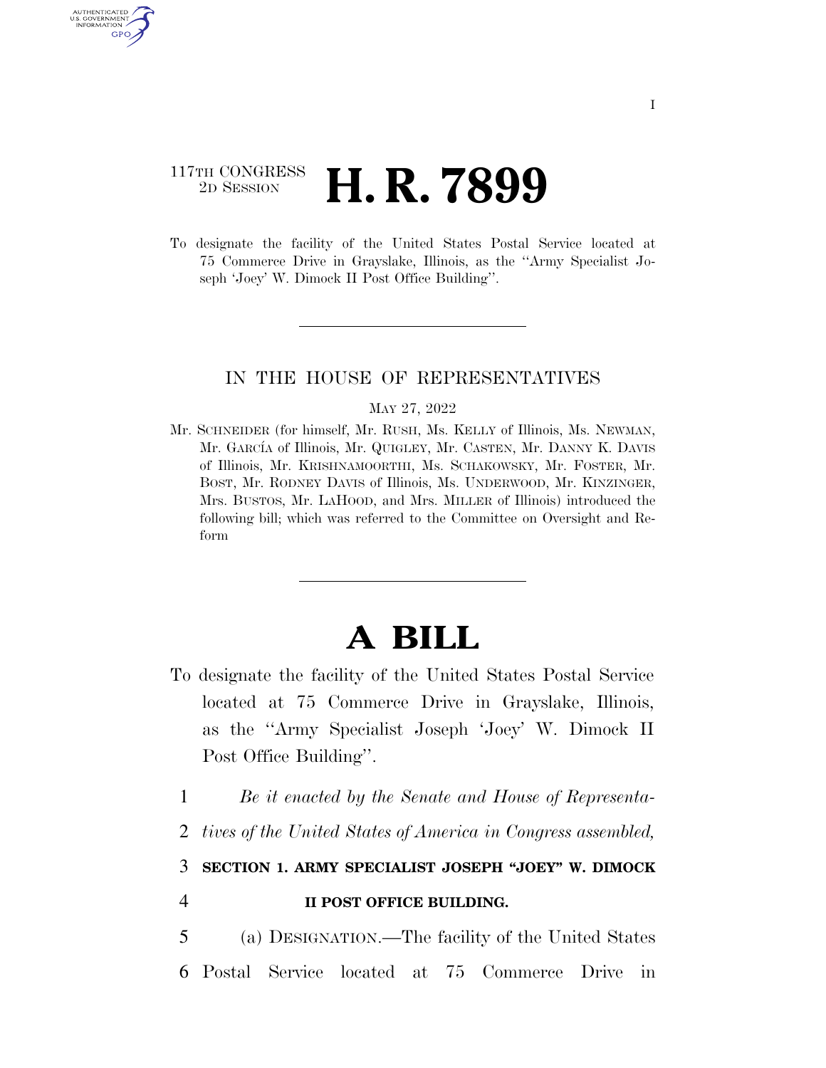I

117TH CONGRESS
2D SESSION

# H. R. 7899

To designate the facility of the United States Postal Service located at 75 Commerce Drive in Grayslake, Illinois, as the ''Army Specialist Joseph 'Joey' W. Dimock II Post Office Building''.

---

IN THE HOUSE OF REPRESENTATIVES

MAY 27, 2022

Mr. SCHNEIDER (for himself, Mr. RUSH, Ms. KELLY of Illinois, Ms. NEWMAN, Mr. GARCÍA of Illinois, Mr. QUIGLEY, Mr. CASTEN, Mr. DANNY K. DAVIS of Illinois, Mr. KRISHNAMOORTHI, Ms. SCHAKOWSKY, Mr. FOSTER, Mr. BOST, Mr. RODNEY DAVIS of Illinois, Ms. UNDERWOOD, Mr. KINZINGER, Mrs. BUSTOS, Mr. LAHOOD, and Mrs. MILLER of Illinois) introduced the following bill; which was referred to the Committee on Oversight and Reform

---

# A BILL

To designate the facility of the United States Postal Service located at 75 Commerce Drive in Grayslake, Illinois, as the ''Army Specialist Joseph 'Joey' W. Dimock II Post Office Building''.

1 *Be it enacted by the Senate and House of Representa-*
2 *tives of the United States of America in Congress assembled,*

3 **SECTION 1. ARMY SPECIALIST JOSEPH "JOEY" W. DIMOCK**
4 **II POST OFFICE BUILDING.**

5 (a) DESIGNATION.—The facility of the United States
6 Postal Service located at 75 Commerce Drive in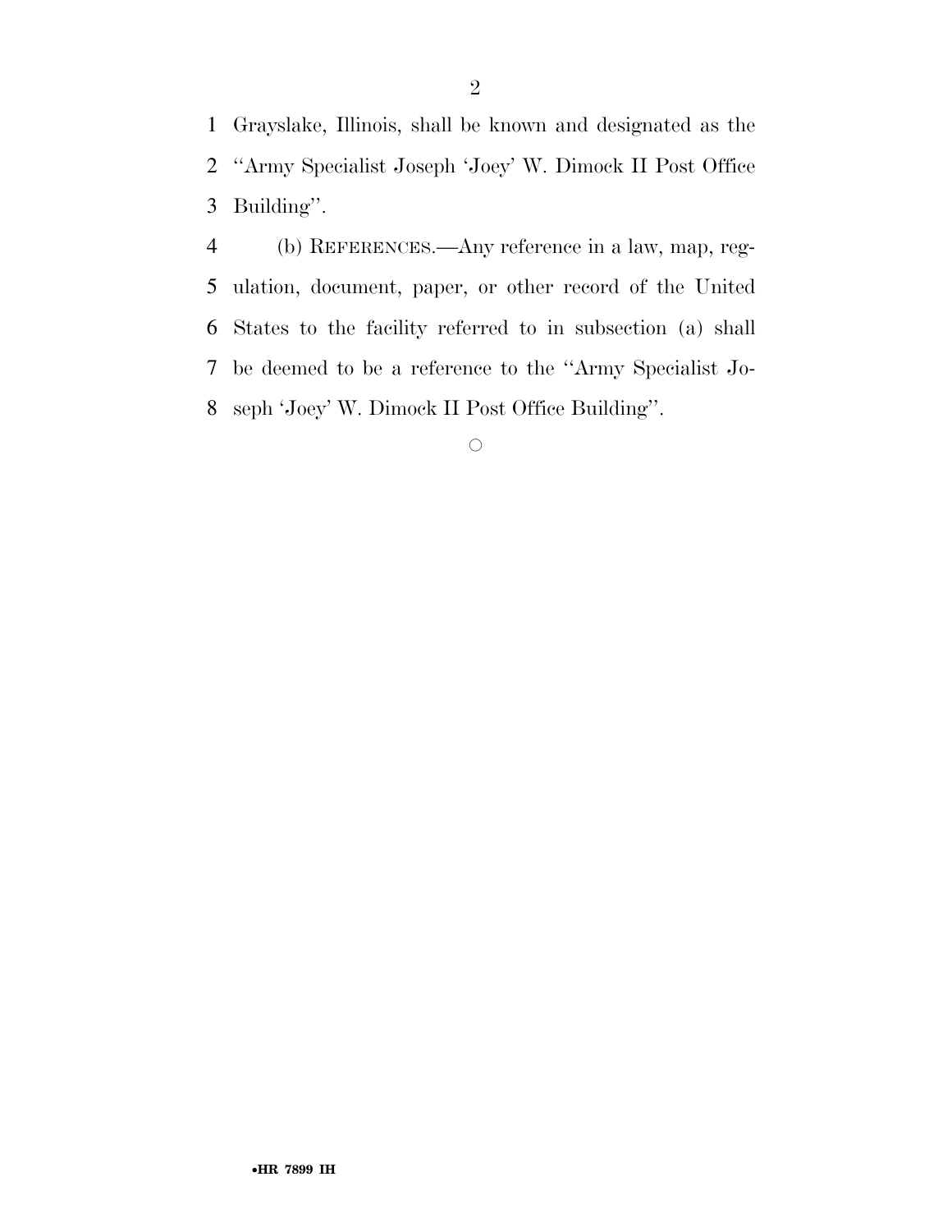Grayslake, Illinois, shall be known and designated as the "Army Specialist Joseph 'Joey' W. Dimock II Post Office Building".

(b) REFERENCES.—Any reference in a law, map, regulation, document, paper, or other record of the United States to the facility referred to in subsection (a) shall be deemed to be a reference to the "Army Specialist Joseph 'Joey' W. Dimock II Post Office Building".

○